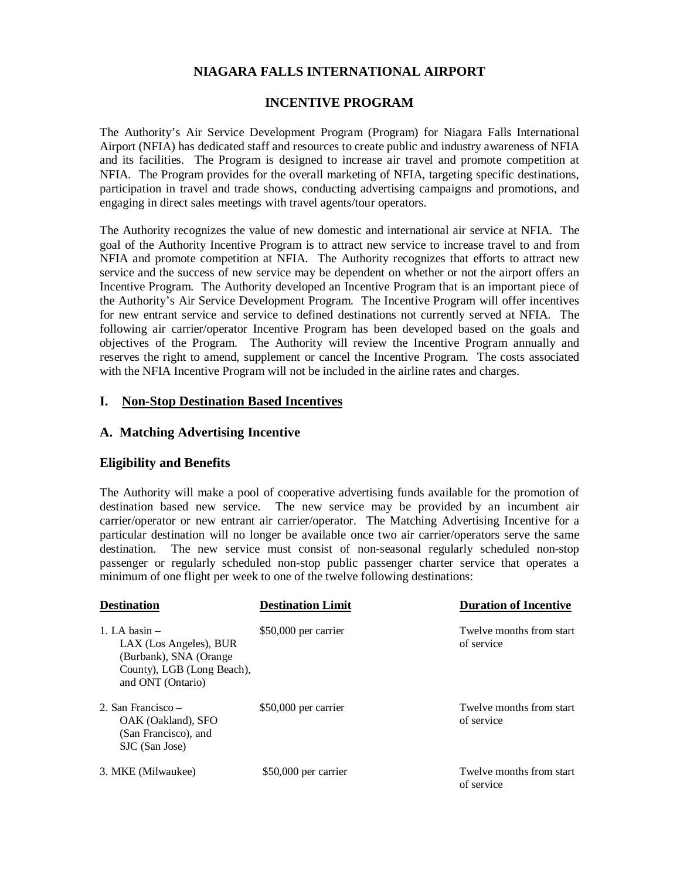# NIAGARA FALLS INTERNATIONAL AIRPORT

## INCENTIVE PROGRAM

The Authority's Air Service Development Program (Program) for Niagara Falls International Airport (NFIA) has dedicated staff and resources to create public and industry awareness of NFIA and its facilities. The Program is designed to increase air travel and promote competition at NFIA. The Program provides for the overall marketing of NFIA, targeting specific destinations, participation in travel and trade shows, conducting advertising campaigns and promotions, and engaging in direct sales meetings with travel agents/tour operators.

The Authority recognizes the value of new domestic and international air service at NFIA. The goal of the Authority Incentive Program is to attract new service to increase travel to and from NFIA and promote competition at NFIA. The Authority recognizes that efforts to attract new service and the success of new service may be dependent on whether or not the airport offers an Incentive Program. The Authority developed an Incentive Program that is an important piece of the Authority's Air Service Development Program. The Incentive Program will offer incentives for new entrant service and service to defined destinations not currently served at NFIA. The following air carrier/operator Incentive Program has been developed based on the goals and objectives of the Program. The Authority will review the Incentive Program annually and reserves the right to amend, supplement or cancel the Incentive Program. The costs associated with the NFIA Incentive Program will not be included in the airline rates and charges.

### I. Non-Stop Destination Based Incentives

### A. Matching Advertising Incentive

### Eligibility and Benefits

The Authority will make a pool of cooperative advertising funds available for the promotion of destination based new service. The new service may be provided by an incumbent air carrier/operator or new entrant air carrier/operator. The Matching Advertising Incentive for a particular destination will no longer be available once two air carrier/operators serve the same destination. The new service must consist of non-seasonal regularly scheduled non-stop passenger or regularly scheduled non-stop public passenger charter service that operates a minimum of one flight per week to one of the twelve following destinations:

| Destination | Destination Limit | Duration of Incentive |
|---|---|---|
| 1. LA basin – LAX (Los Angeles), BUR (Burbank), SNA (Orange County), LGB (Long Beach), and ONT (Ontario) | $50,000 per carrier | Twelve months from start of service |
| 2. San Francisco – OAK (Oakland), SFO (San Francisco), and SJC (San Jose) | $50,000 per carrier | Twelve months from start of service |
| 3. MKE (Milwaukee) | $50,000 per carrier | Twelve months from start of service |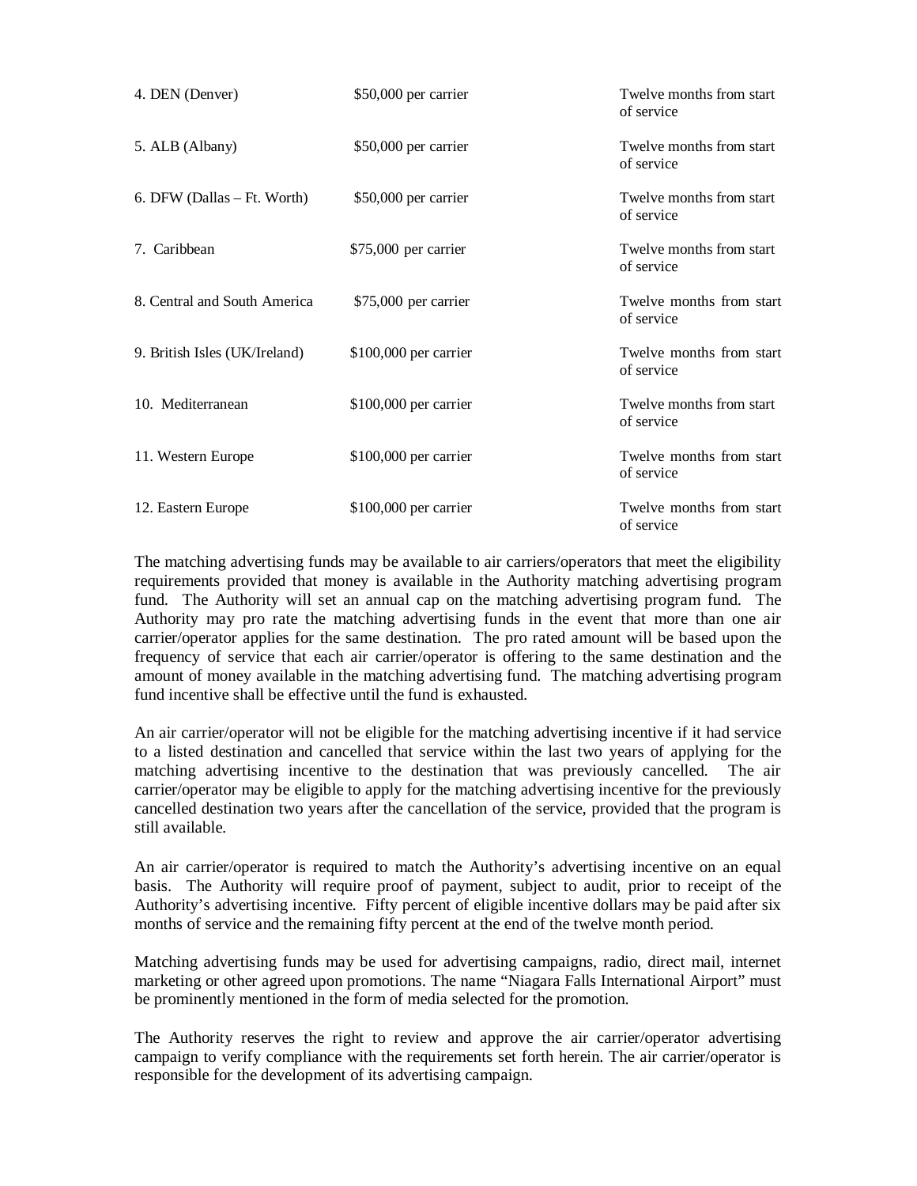| | | |
|---|---|---|
| 4. DEN (Denver) | $50,000 per carrier | Twelve months from start of service |
| 5. ALB (Albany) | $50,000 per carrier | Twelve months from start of service |
| 6. DFW (Dallas – Ft. Worth) | $50,000 per carrier | Twelve months from start of service |
| 7. Caribbean | $75,000 per carrier | Twelve months from start of service |
| 8. Central and South America | $75,000 per carrier | Twelve months from start of service |
| 9. British Isles (UK/Ireland) | $100,000 per carrier | Twelve months from start of service |
| 10. Mediterranean | $100,000 per carrier | Twelve months from start of service |
| 11. Western Europe | $100,000 per carrier | Twelve months from start of service |
| 12. Eastern Europe | $100,000 per carrier | Twelve months from start of service |

The matching advertising funds may be available to air carriers/operators that meet the eligibility requirements provided that money is available in the Authority matching advertising program fund. The Authority will set an annual cap on the matching advertising program fund. The Authority may pro rate the matching advertising funds in the event that more than one air carrier/operator applies for the same destination. The pro rated amount will be based upon the frequency of service that each air carrier/operator is offering to the same destination and the amount of money available in the matching advertising fund. The matching advertising program fund incentive shall be effective until the fund is exhausted.

An air carrier/operator will not be eligible for the matching advertising incentive if it had service to a listed destination and cancelled that service within the last two years of applying for the matching advertising incentive to the destination that was previously cancelled. The air carrier/operator may be eligible to apply for the matching advertising incentive for the previously cancelled destination two years after the cancellation of the service, provided that the program is still available.

An air carrier/operator is required to match the Authority's advertising incentive on an equal basis. The Authority will require proof of payment, subject to audit, prior to receipt of the Authority's advertising incentive. Fifty percent of eligible incentive dollars may be paid after six months of service and the remaining fifty percent at the end of the twelve month period.

Matching advertising funds may be used for advertising campaigns, radio, direct mail, internet marketing or other agreed upon promotions. The name "Niagara Falls International Airport" must be prominently mentioned in the form of media selected for the promotion.

The Authority reserves the right to review and approve the air carrier/operator advertising campaign to verify compliance with the requirements set forth herein. The air carrier/operator is responsible for the development of its advertising campaign.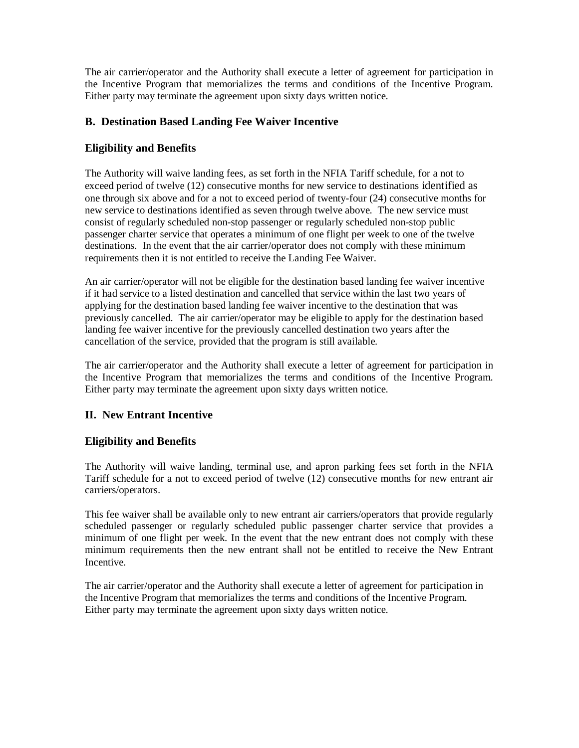The air carrier/operator and the Authority shall execute a letter of agreement for participation in the Incentive Program that memorializes the terms and conditions of the Incentive Program. Either party may terminate the agreement upon sixty days written notice.

### B. Destination Based Landing Fee Waiver Incentive

### Eligibility and Benefits

The Authority will waive landing fees, as set forth in the NFIA Tariff schedule, for a not to exceed period of twelve (12) consecutive months for new service to destinations identified as one through six above and for a not to exceed period of twenty-four (24) consecutive months for new service to destinations identified as seven through twelve above. The new service must consist of regularly scheduled non-stop passenger or regularly scheduled non-stop public passenger charter service that operates a minimum of one flight per week to one of the twelve destinations. In the event that the air carrier/operator does not comply with these minimum requirements then it is not entitled to receive the Landing Fee Waiver.

An air carrier/operator will not be eligible for the destination based landing fee waiver incentive if it had service to a listed destination and cancelled that service within the last two years of applying for the destination based landing fee waiver incentive to the destination that was previously cancelled. The air carrier/operator may be eligible to apply for the destination based landing fee waiver incentive for the previously cancelled destination two years after the cancellation of the service, provided that the program is still available.

The air carrier/operator and the Authority shall execute a letter of agreement for participation in the Incentive Program that memorializes the terms and conditions of the Incentive Program. Either party may terminate the agreement upon sixty days written notice.

## II. New Entrant Incentive

### Eligibility and Benefits

The Authority will waive landing, terminal use, and apron parking fees set forth in the NFIA Tariff schedule for a not to exceed period of twelve (12) consecutive months for new entrant air carriers/operators.

This fee waiver shall be available only to new entrant air carriers/operators that provide regularly scheduled passenger or regularly scheduled public passenger charter service that provides a minimum of one flight per week. In the event that the new entrant does not comply with these minimum requirements then the new entrant shall not be entitled to receive the New Entrant Incentive.

The air carrier/operator and the Authority shall execute a letter of agreement for participation in the Incentive Program that memorializes the terms and conditions of the Incentive Program. Either party may terminate the agreement upon sixty days written notice.